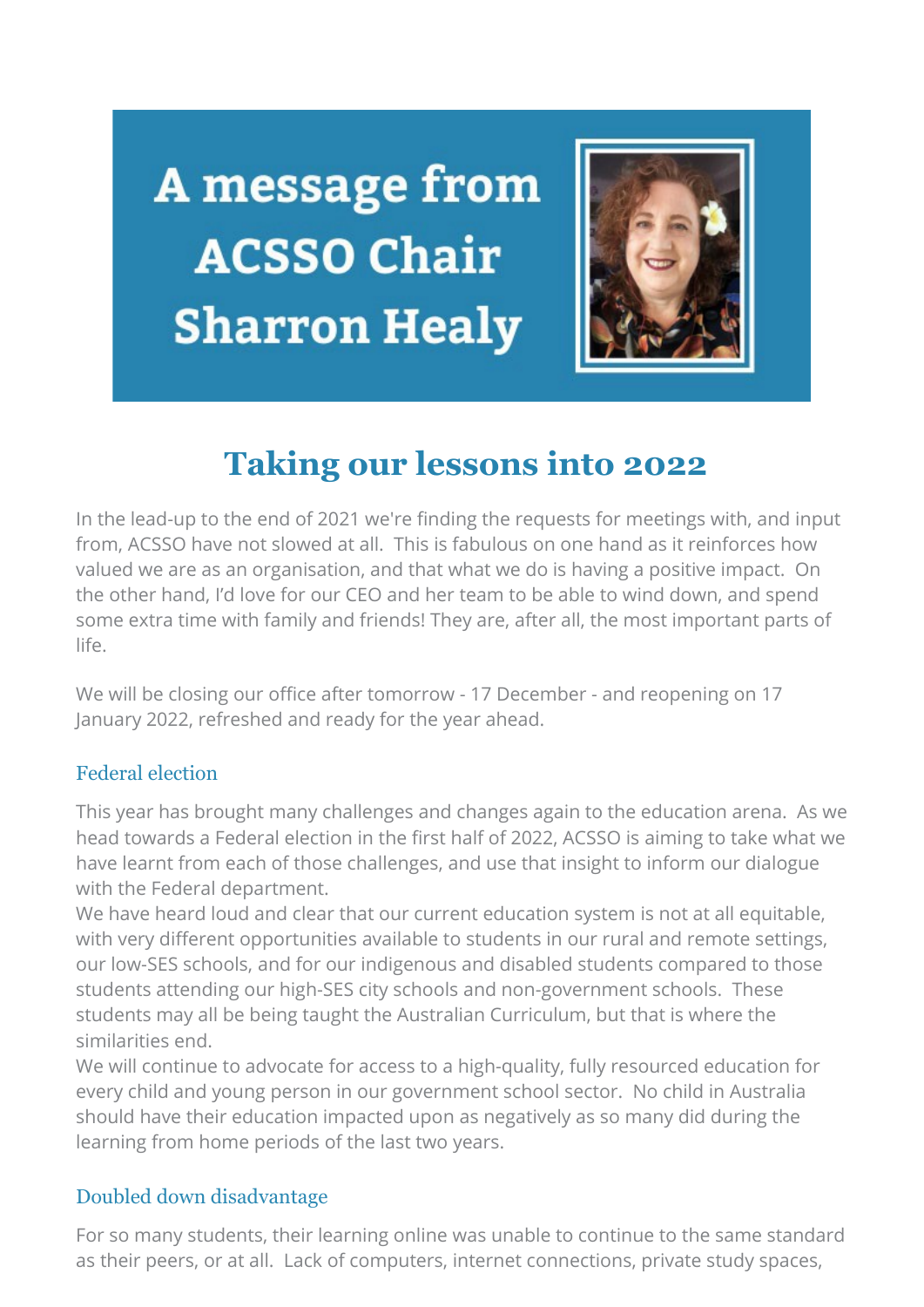# A message from ACSSO Chair Sharron Healy

## Taking our lessons into 2022

In the lead-up to the end of 2021 we're finding the requests for meetings with, and input from, ACSSO have not slowed at all. This is fabulous on one hand as it reinforces how valued we are as an organisation, and that what we do is having a positive impact. On the other hand, I'd love for our CEO and her team to be able to wind down, and spend some extra time with family and friends! They are, after all, the most important parts of life.

We will be closing our office after tomorrow - 17 December - and reopening on 17 January 2022, refreshed and ready for the year ahead.

### Federal election

This year has brought many challenges and changes again to the education arena. As we head towards a Federal election in the first half of 2022, ACSSO is aiming to take what we have learnt from each of those challenges, and use that insight to inform our dialogue with the Federal department.

We have heard loud and clear that our current education system is not at all equitable, with very different opportunities available to students in our rural and remote settings, our low-SES schools, and for our indigenous and disabled students compared to those students attending our high-SES city schools and non-government schools. These students may all be being taught the Australian Curriculum, but that is where the similarities end.

We will continue to advocate for access to a high-quality, fully resourced education for every child and young person in our government school sector. No child in Australia should have their education impacted upon as negatively as so many did during the learning from home periods of the last two years.

### Doubled down disadvantage

For so many students, their learning online was unable to continue to the same standard as their peers, or at all. Lack of computers, internet connections, private study spaces,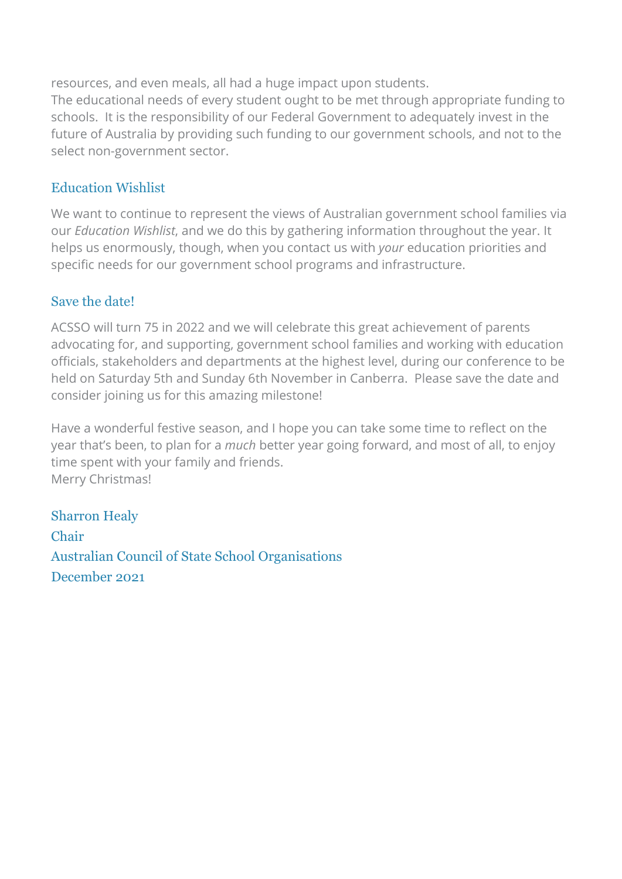resources, and even meals, all had a huge impact upon students.
The educational needs of every student ought to be met through appropriate funding to schools.  It is the responsibility of our Federal Government to adequately invest in the future of Australia by providing such funding to our government schools, and not to the select non-government sector.

## Education Wishlist

We want to continue to represent the views of Australian government school families via our *Education Wishlist*, and we do this by gathering information throughout the year. It helps us enormously, though, when you contact us with *your* education priorities and specific needs for our government school programs and infrastructure.

## Save the date!

ACSSO will turn 75 in 2022 and we will celebrate this great achievement of parents advocating for, and supporting, government school families and working with education officials, stakeholders and departments at the highest level, during our conference to be held on Saturday 5th and Sunday 6th November in Canberra.  Please save the date and consider joining us for this amazing milestone!

Have a wonderful festive season, and I hope you can take some time to reflect on the year that's been, to plan for a *much* better year going forward, and most of all, to enjoy time spent with your family and friends.
Merry Christmas!

Sharron Healy
Chair
Australian Council of State School Organisations
December 2021